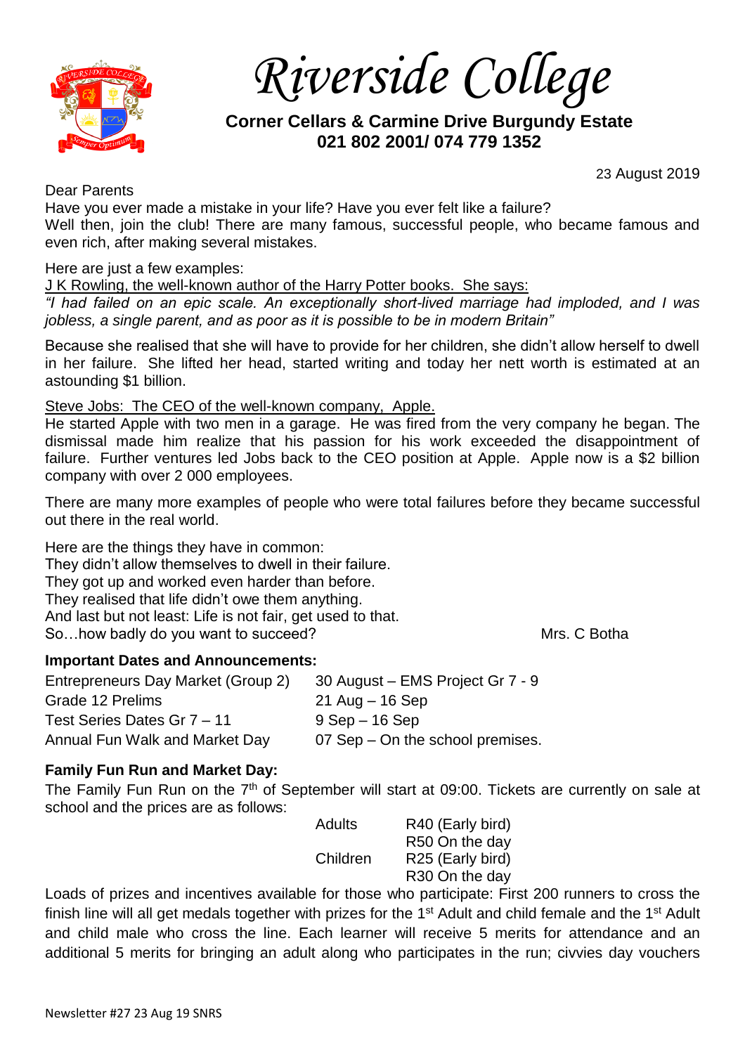# Riverside College

**Corner Cellars & Carmine Drive Burgundy Estate**
**021 802 2001/ 074 779 1352**

23 August 2019

Dear Parents

Have you ever made a mistake in your life? Have you ever felt like a failure?
Well then, join the club! There are many famous, successful people, who became famous and even rich, after making several mistakes.

Here are just a few examples:

J K Rowling, the well-known author of the Harry Potter books. She says:

*"I had failed on an epic scale. An exceptionally short-lived marriage had imploded, and I was jobless, a single parent, and as poor as it is possible to be in modern Britain"*

Because she realised that she will have to provide for her children, she didn't allow herself to dwell in her failure. She lifted her head, started writing and today her nett worth is estimated at an astounding $1 billion.

Steve Jobs: The CEO of the well-known company, Apple.

He started Apple with two men in a garage. He was fired from the very company he began. The dismissal made him realize that his passion for his work exceeded the disappointment of failure. Further ventures led Jobs back to the CEO position at Apple. Apple now is a $2 billion company with over 2 000 employees.

There are many more examples of people who were total failures before they became successful out there in the real world.

Here are the things they have in common:
They didn't allow themselves to dwell in their failure.
They got up and worked even harder than before.
They realised that life didn't owe them anything.
And last but not least: Life is not fair, get used to that.
So…how badly do you want to succeed?

Mrs. C Botha

**Important Dates and Announcements:**

| | |
|---|---|
| Entrepreneurs Day Market (Group 2) | 30 August – EMS Project Gr 7 - 9 |
| Grade 12 Prelims | 21 Aug – 16 Sep |
| Test Series Dates Gr 7 – 11 | 9 Sep – 16 Sep |
| Annual Fun Walk and Market Day | 07 Sep – On the school premises. |

**Family Fun Run and Market Day:**

The Family Fun Run on the 7th of September will start at 09:00. Tickets are currently on sale at school and the prices are as follows:

| | |
|---|---|
| Adults | R40 (Early bird) |
| | R50 On the day |
| Children | R25 (Early bird) |
| | R30 On the day |

Loads of prizes and incentives available for those who participate: First 200 runners to cross the finish line will all get medals together with prizes for the 1st Adult and child female and the 1st Adult and child male who cross the line. Each learner will receive 5 merits for attendance and an additional 5 merits for bringing an adult along who participates in the run; civvies day vouchers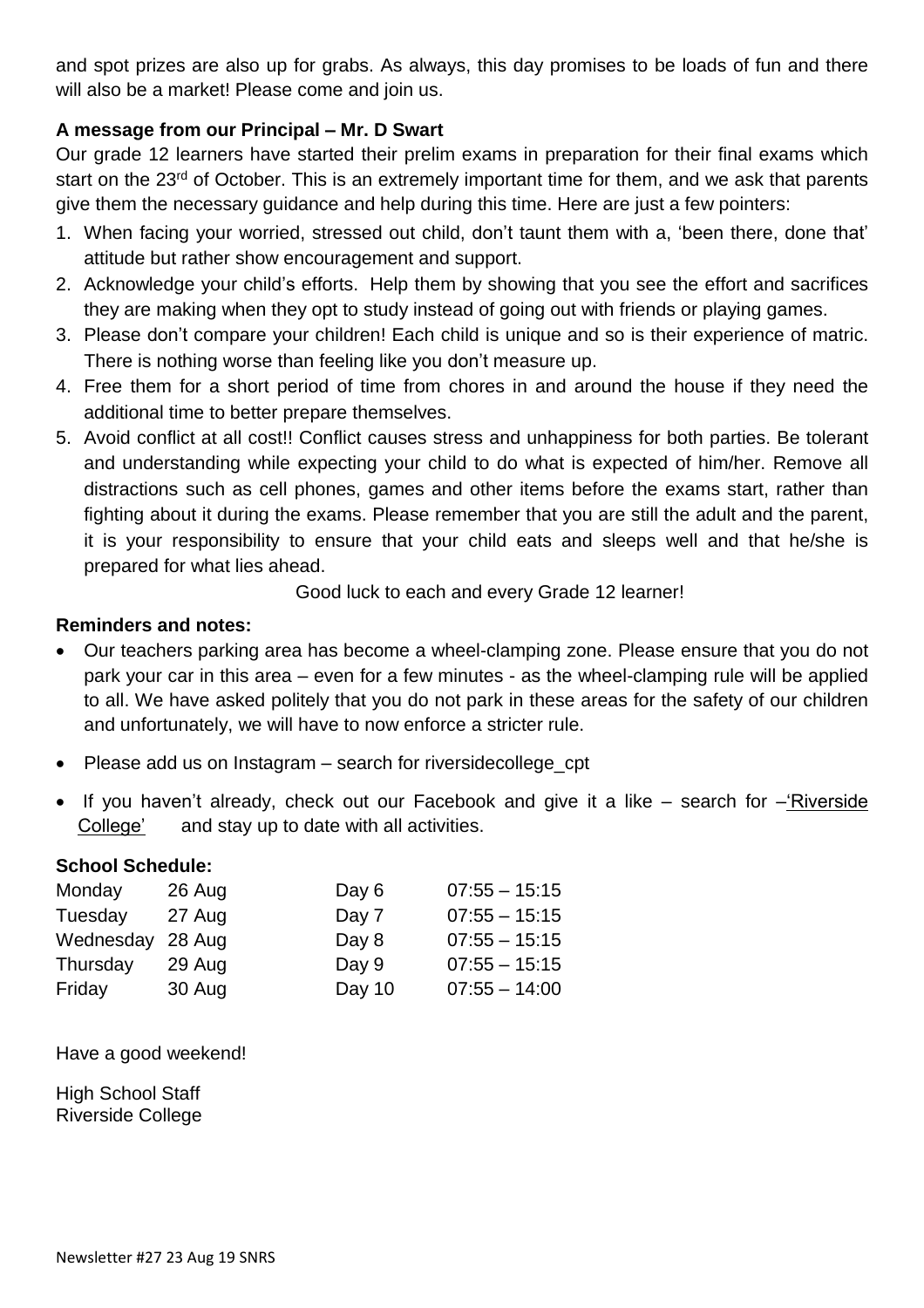and spot prizes are also up for grabs. As always, this day promises to be loads of fun and there will also be a market! Please come and join us.

**A message from our Principal – Mr. D Swart**

Our grade 12 learners have started their prelim exams in preparation for their final exams which start on the 23rd of October. This is an extremely important time for them, and we ask that parents give them the necessary guidance and help during this time. Here are just a few pointers:

1. When facing your worried, stressed out child, don't taunt them with a, 'been there, done that' attitude but rather show encouragement and support.
2. Acknowledge your child's efforts. Help them by showing that you see the effort and sacrifices they are making when they opt to study instead of going out with friends or playing games.
3. Please don't compare your children! Each child is unique and so is their experience of matric. There is nothing worse than feeling like you don't measure up.
4. Free them for a short period of time from chores in and around the house if they need the additional time to better prepare themselves.
5. Avoid conflict at all cost!! Conflict causes stress and unhappiness for both parties. Be tolerant and understanding while expecting your child to do what is expected of him/her. Remove all distractions such as cell phones, games and other items before the exams start, rather than fighting about it during the exams. Please remember that you are still the adult and the parent, it is your responsibility to ensure that your child eats and sleeps well and that he/she is prepared for what lies ahead.

Good luck to each and every Grade 12 learner!

**Reminders and notes:**

- Our teachers parking area has become a wheel-clamping zone. Please ensure that you do not park your car in this area – even for a few minutes - as the wheel-clamping rule will be applied to all. We have asked politely that you do not park in these areas for the safety of our children and unfortunately, we will have to now enforce a stricter rule.
- Please add us on Instagram – search for riversidecollege_cpt
- If you haven't already, check out our Facebook and give it a like – search for –'Riverside College' and stay up to date with all activities.

**School Schedule:**

| | | | |
|---|---|---|---|
| Monday | 26 Aug | Day 6 | 07:55 – 15:15 |
| Tuesday | 27 Aug | Day 7 | 07:55 – 15:15 |
| Wednesday | 28 Aug | Day 8 | 07:55 – 15:15 |
| Thursday | 29 Aug | Day 9 | 07:55 – 15:15 |
| Friday | 30 Aug | Day 10 | 07:55 – 14:00 |

Have a good weekend!

High School Staff
Riverside College